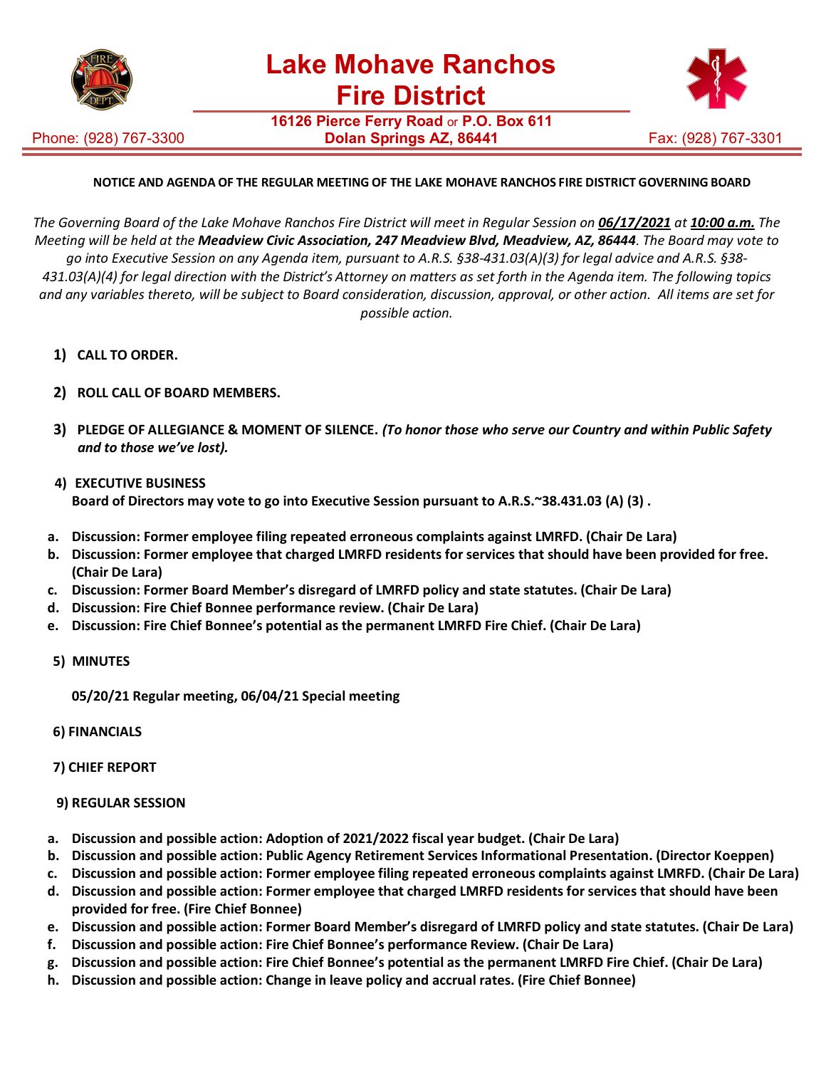# Lake Mohave Ranchos Fire District

**16126 Pierce Ferry Road or P.O. Box 611**
**Dolan Springs AZ, 86441**

Phone: (928) 767-3300 Fax: (928) 767-3301

**NOTICE AND AGENDA OF THE REGULAR MEETING OF THE LAKE MOHAVE RANCHOS FIRE DISTRICT GOVERNING BOARD**

*The Governing Board of the Lake Mohave Ranchos Fire District will meet in Regular Session on **06/17/2021** at **10:00 a.m.** The Meeting will be held at the **Meadview Civic Association, 247 Meadview Blvd, Meadview, AZ, 86444**. The Board may vote to go into Executive Session on any Agenda item, pursuant to A.R.S. §38-431.03(A)(3) for legal advice and A.R.S. §38-431.03(A)(4) for legal direction with the District's Attorney on matters as set forth in the Agenda item. The following topics and any variables thereto, will be subject to Board consideration, discussion, approval, or other action. All items are set for possible action.*

1) **CALL TO ORDER.**

2) **ROLL CALL OF BOARD MEMBERS.**

3) **PLEDGE OF ALLEGIANCE & MOMENT OF SILENCE.** ***(To honor those who serve our Country and within Public Safety and to those we've lost).***

4) **EXECUTIVE BUSINESS**
**Board of Directors may vote to go into Executive Session pursuant to A.R.S.~38.431.03 (A) (3) .**

a. **Discussion: Former employee filing repeated erroneous complaints against LMRFD. (Chair De Lara)**
b. **Discussion: Former employee that charged LMRFD residents for services that should have been provided for free. (Chair De Lara)**
c. **Discussion: Former Board Member's disregard of LMRFD policy and state statutes. (Chair De Lara)**
d. **Discussion: Fire Chief Bonnee performance review. (Chair De Lara)**
e. **Discussion: Fire Chief Bonnee's potential as the permanent LMRFD Fire Chief. (Chair De Lara)**

5) **MINUTES**

**05/20/21 Regular meeting, 06/04/21 Special meeting**

6) **FINANCIALS**

7) **CHIEF REPORT**

9) **REGULAR SESSION**

a. **Discussion and possible action: Adoption of 2021/2022 fiscal year budget. (Chair De Lara)**
b. **Discussion and possible action: Public Agency Retirement Services Informational Presentation. (Director Koeppen)**
c. **Discussion and possible action: Former employee filing repeated erroneous complaints against LMRFD. (Chair De Lara)**
d. **Discussion and possible action: Former employee that charged LMRFD residents for services that should have been provided for free. (Fire Chief Bonnee)**
e. **Discussion and possible action: Former Board Member's disregard of LMRFD policy and state statutes. (Chair De Lara)**
f. **Discussion and possible action: Fire Chief Bonnee's performance Review. (Chair De Lara)**
g. **Discussion and possible action: Fire Chief Bonnee's potential as the permanent LMRFD Fire Chief. (Chair De Lara)**
h. **Discussion and possible action: Change in leave policy and accrual rates. (Fire Chief Bonnee)**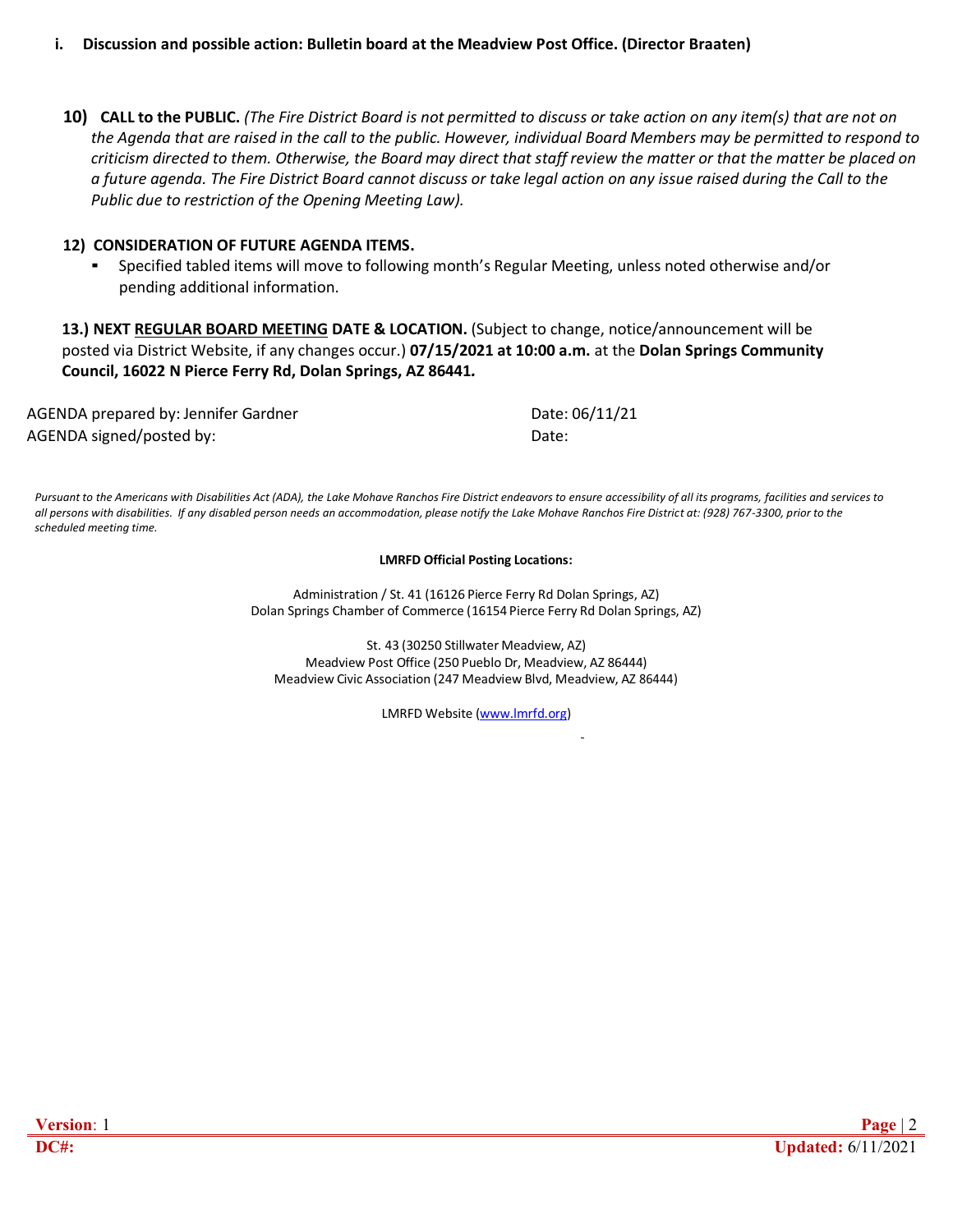**i. Discussion and possible action: Bulletin board at the Meadview Post Office. (Director Braaten)**

**10) CALL to the PUBLIC.** *(The Fire District Board is not permitted to discuss or take action on any item(s) that are not on the Agenda that are raised in the call to the public. However, individual Board Members may be permitted to respond to criticism directed to them. Otherwise, the Board may direct that staff review the matter or that the matter be placed on a future agenda. The Fire District Board cannot discuss or take legal action on any issue raised during the Call to the Public due to restriction of the Opening Meeting Law).*

**12) CONSIDERATION OF FUTURE AGENDA ITEMS.**

- Specified tabled items will move to following month's Regular Meeting, unless noted otherwise and/or pending additional information.

**13.) NEXT REGULAR BOARD MEETING DATE & LOCATION.** (Subject to change, notice/announcement will be posted via District Website, if any changes occur.) **07/15/2021 at 10:00 a.m.** at the **Dolan Springs Community Council, 16022 N Pierce Ferry Rd, Dolan Springs, AZ 86441.**

AGENDA prepared by: Jennifer Gardner Date: 06/11/21
AGENDA signed/posted by: Date:

*Pursuant to the Americans with Disabilities Act (ADA), the Lake Mohave Ranchos Fire District endeavors to ensure accessibility of all its programs, facilities and services to all persons with disabilities. If any disabled person needs an accommodation, please notify the Lake Mohave Ranchos Fire District at: (928) 767-3300, prior to the scheduled meeting time.*

**LMRFD Official Posting Locations:**

Administration / St. 41 (16126 Pierce Ferry Rd Dolan Springs, AZ)
Dolan Springs Chamber of Commerce (16154 Pierce Ferry Rd Dolan Springs, AZ)

St. 43 (30250 Stillwater Meadview, AZ)
Meadview Post Office (250 Pueblo Dr, Meadview, AZ 86444)
Meadview Civic Association (247 Meadview Blvd, Meadview, AZ 86444)

LMRFD Website (www.lmrfd.org)

**Version**: 1
**DC#:**
**Updated:** 6/11/2021